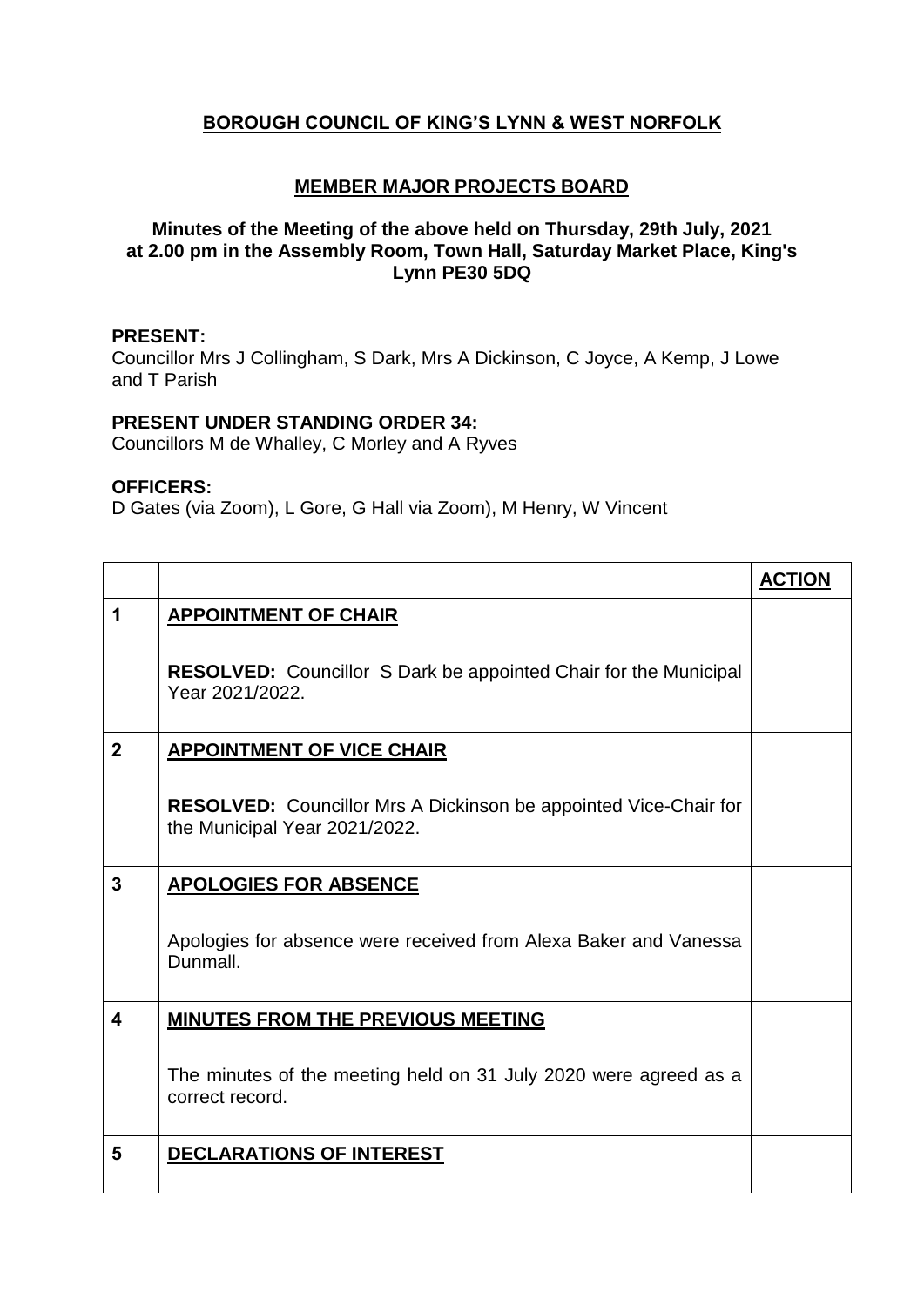**BOROUGH COUNCIL OF KING'S LYNN & WEST NORFOLK**

**MEMBER MAJOR PROJECTS BOARD**

**Minutes of the Meeting of the above held on Thursday, 29th July, 2021 at 2.00 pm in the Assembly Room, Town Hall, Saturday Market Place, King's Lynn PE30 5DQ**

**PRESENT:**
Councillor Mrs J Collingham, S Dark, Mrs A Dickinson, C Joyce, A Kemp, J Lowe and T Parish

**PRESENT UNDER STANDING ORDER 34:**
Councillors M de Whalley, C Morley and A Ryves

**OFFICERS:**
D Gates (via Zoom), L Gore, G Hall via Zoom), M Henry, W Vincent

| | | **ACTION** |
|---|---|---|
| **1** | **APPOINTMENT OF CHAIR**<br><br>**RESOLVED:** Councillor S Dark be appointed Chair for the Municipal Year 2021/2022. | |
| **2** | **APPOINTMENT OF VICE CHAIR**<br><br>**RESOLVED:** Councillor Mrs A Dickinson be appointed Vice-Chair for the Municipal Year 2021/2022. | |
| **3** | **APOLOGIES FOR ABSENCE**<br><br>Apologies for absence were received from Alexa Baker and Vanessa Dunmall. | |
| **4** | **MINUTES FROM THE PREVIOUS MEETING**<br><br>The minutes of the meeting held on 31 July 2020 were agreed as a correct record. | |
| **5** | **DECLARATIONS OF INTEREST** | |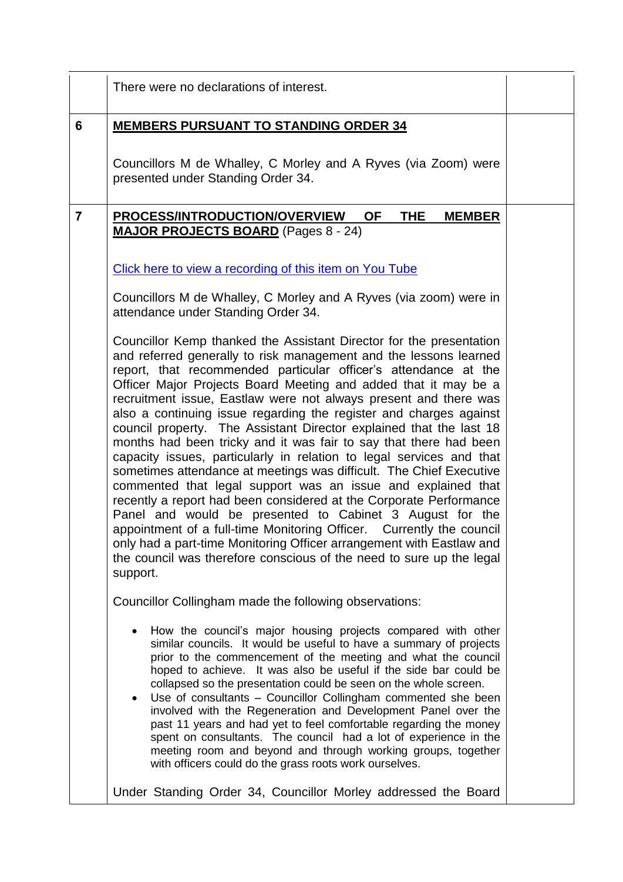| | | |
|---|---|---|
| | There were no declarations of interest. | |
| 6 | **<u>MEMBERS PURSUANT TO STANDING ORDER 34</u>**<br><br>Councillors M de Whalley, C Morley and A Ryves (via Zoom) were presented under Standing Order 34. | |
| 7 | **<u>PROCESS/INTRODUCTION/OVERVIEW OF THE MEMBER MAJOR PROJECTS BOARD</u>** (Pages 8 - 24)<br><br>Click here to view a recording of this item on You Tube<br><br>Councillors M de Whalley, C Morley and A Ryves (via zoom) were in attendance under Standing Order 34.<br><br>Councillor Kemp thanked the Assistant Director for the presentation and referred generally to risk management and the lessons learned report, that recommended particular officer's attendance at the Officer Major Projects Board Meeting and added that it may be a recruitment issue, Eastlaw were not always present and there was also a continuing issue regarding the register and charges against council property. The Assistant Director explained that the last 18 months had been tricky and it was fair to say that there had been capacity issues, particularly in relation to legal services and that sometimes attendance at meetings was difficult. The Chief Executive commented that legal support was an issue and explained that recently a report had been considered at the Corporate Performance Panel and would be presented to Cabinet 3 August for the appointment of a full-time Monitoring Officer. Currently the council only had a part-time Monitoring Officer arrangement with Eastlaw and the council was therefore conscious of the need to sure up the legal support.<br><br>Councillor Collingham made the following observations:<br><br>• How the council's major housing projects compared with other similar councils. It would be useful to have a summary of projects prior to the commencement of the meeting and what the council hoped to achieve. It was also be useful if the side bar could be collapsed so the presentation could be seen on the whole screen.<br>• Use of consultants – Councillor Collingham commented she been involved with the Regeneration and Development Panel over the past 11 years and had yet to feel comfortable regarding the money spent on consultants. The council had a lot of experience in the meeting room and beyond and through working groups, together with officers could do the grass roots work ourselves.<br><br>Under Standing Order 34, Councillor Morley addressed the Board | |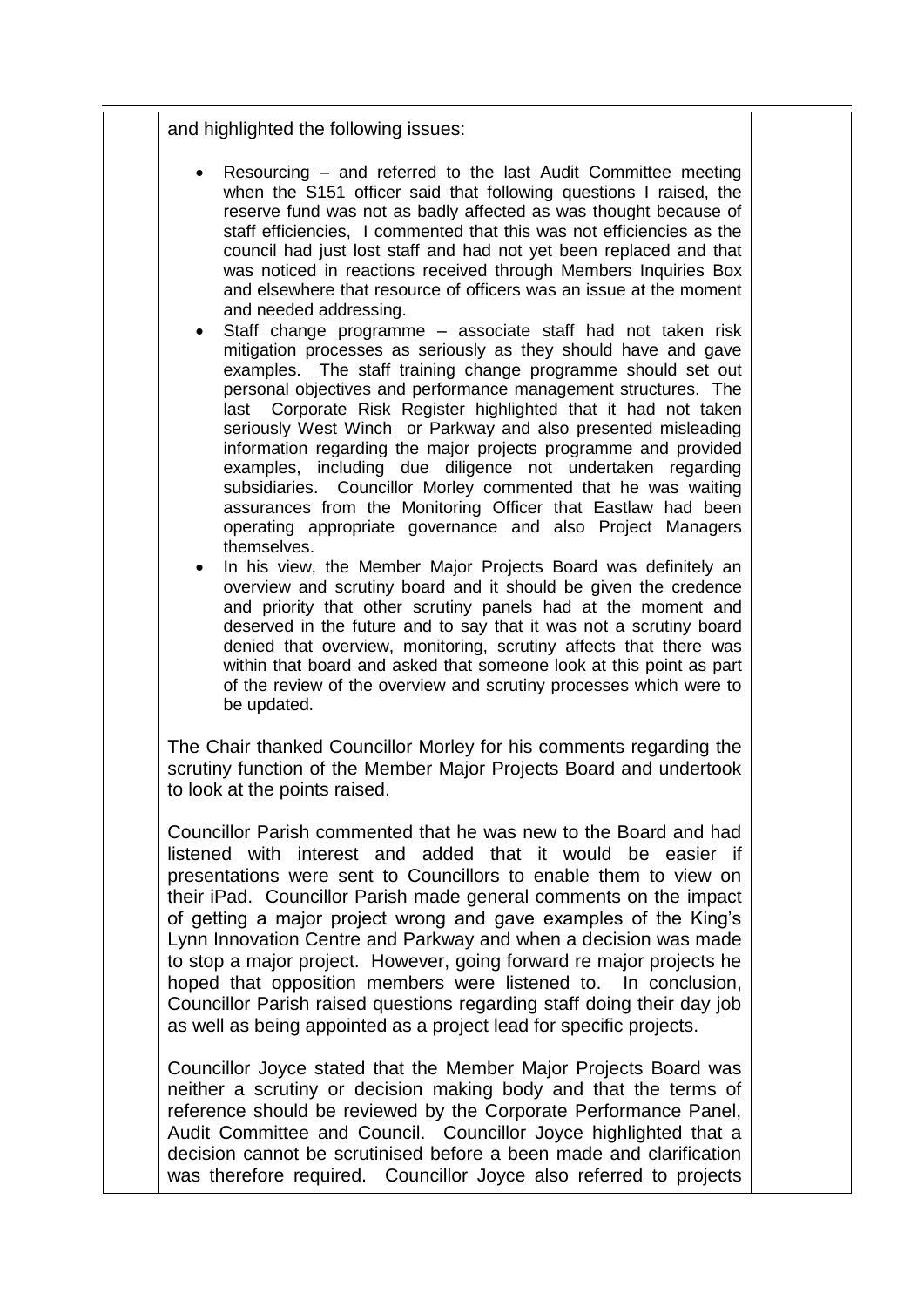and highlighted the following issues:

- Resourcing – and referred to the last Audit Committee meeting when the S151 officer said that following questions I raised, the reserve fund was not as badly affected as was thought because of staff efficiencies, I commented that this was not efficiencies as the council had just lost staff and had not yet been replaced and that was noticed in reactions received through Members Inquiries Box and elsewhere that resource of officers was an issue at the moment and needed addressing.
- Staff change programme – associate staff had not taken risk mitigation processes as seriously as they should have and gave examples. The staff training change programme should set out personal objectives and performance management structures. The last Corporate Risk Register highlighted that it had not taken seriously West Winch or Parkway and also presented misleading information regarding the major projects programme and provided examples, including due diligence not undertaken regarding subsidiaries. Councillor Morley commented that he was waiting assurances from the Monitoring Officer that Eastlaw had been operating appropriate governance and also Project Managers themselves.
- In his view, the Member Major Projects Board was definitely an overview and scrutiny board and it should be given the credence and priority that other scrutiny panels had at the moment and deserved in the future and to say that it was not a scrutiny board denied that overview, monitoring, scrutiny affects that there was within that board and asked that someone look at this point as part of the review of the overview and scrutiny processes which were to be updated.

The Chair thanked Councillor Morley for his comments regarding the scrutiny function of the Member Major Projects Board and undertook to look at the points raised.

Councillor Parish commented that he was new to the Board and had listened with interest and added that it would be easier if presentations were sent to Councillors to enable them to view on their iPad. Councillor Parish made general comments on the impact of getting a major project wrong and gave examples of the King's Lynn Innovation Centre and Parkway and when a decision was made to stop a major project. However, going forward re major projects he hoped that opposition members were listened to. In conclusion, Councillor Parish raised questions regarding staff doing their day job as well as being appointed as a project lead for specific projects.

Councillor Joyce stated that the Member Major Projects Board was neither a scrutiny or decision making body and that the terms of reference should be reviewed by the Corporate Performance Panel, Audit Committee and Council. Councillor Joyce highlighted that a decision cannot be scrutinised before a been made and clarification was therefore required. Councillor Joyce also referred to projects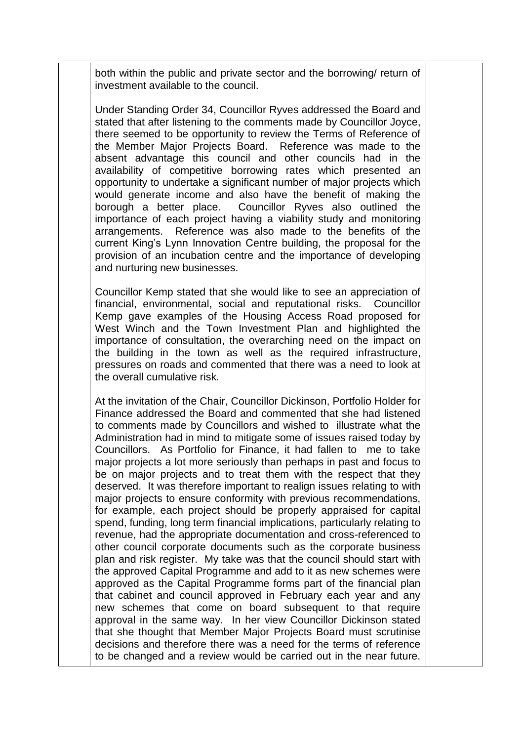both within the public and private sector and the borrowing/ return of investment available to the council.

Under Standing Order 34, Councillor Ryves addressed the Board and stated that after listening to the comments made by Councillor Joyce, there seemed to be opportunity to review the Terms of Reference of the Member Major Projects Board. Reference was made to the absent advantage this council and other councils had in the availability of competitive borrowing rates which presented an opportunity to undertake a significant number of major projects which would generate income and also have the benefit of making the borough a better place. Councillor Ryves also outlined the importance of each project having a viability study and monitoring arrangements. Reference was also made to the benefits of the current King's Lynn Innovation Centre building, the proposal for the provision of an incubation centre and the importance of developing and nurturing new businesses.

Councillor Kemp stated that she would like to see an appreciation of financial, environmental, social and reputational risks. Councillor Kemp gave examples of the Housing Access Road proposed for West Winch and the Town Investment Plan and highlighted the importance of consultation, the overarching need on the impact on the building in the town as well as the required infrastructure, pressures on roads and commented that there was a need to look at the overall cumulative risk.

At the invitation of the Chair, Councillor Dickinson, Portfolio Holder for Finance addressed the Board and commented that she had listened to comments made by Councillors and wished to illustrate what the Administration had in mind to mitigate some of issues raised today by Councillors. As Portfolio for Finance, it had fallen to me to take major projects a lot more seriously than perhaps in past and focus to be on major projects and to treat them with the respect that they deserved. It was therefore important to realign issues relating to with major projects to ensure conformity with previous recommendations, for example, each project should be properly appraised for capital spend, funding, long term financial implications, particularly relating to revenue, had the appropriate documentation and cross-referenced to other council corporate documents such as the corporate business plan and risk register. My take was that the council should start with the approved Capital Programme and add to it as new schemes were approved as the Capital Programme forms part of the financial plan that cabinet and council approved in February each year and any new schemes that come on board subsequent to that require approval in the same way. In her view Councillor Dickinson stated that she thought that Member Major Projects Board must scrutinise decisions and therefore there was a need for the terms of reference to be changed and a review would be carried out in the near future.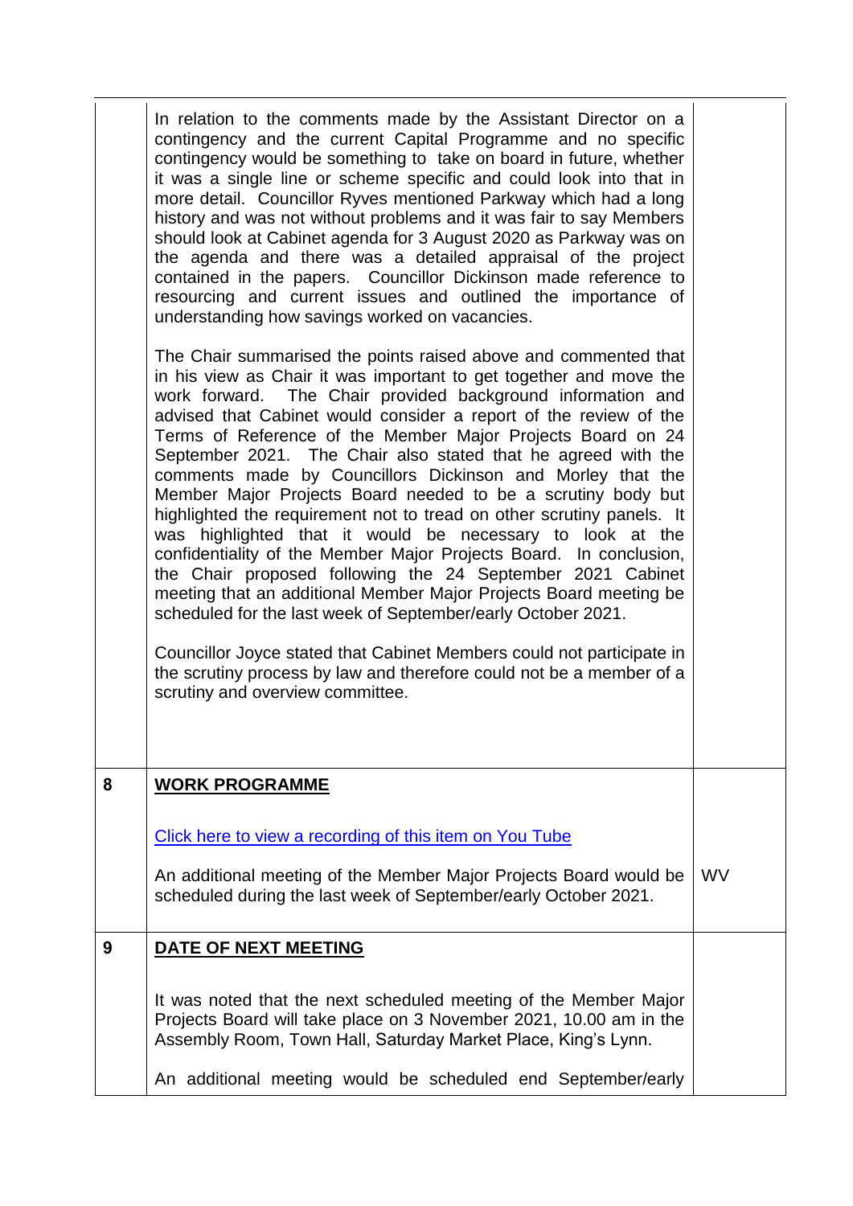| | | |
|---|---|---|
| | In relation to the comments made by the Assistant Director on a contingency and the current Capital Programme and no specific contingency would be something to take on board in future, whether it was a single line or scheme specific and could look into that in more detail. Councillor Ryves mentioned Parkway which had a long history and was not without problems and it was fair to say Members should look at Cabinet agenda for 3 August 2020 as Parkway was on the agenda and there was a detailed appraisal of the project contained in the papers. Councillor Dickinson made reference to resourcing and current issues and outlined the importance of understanding how savings worked on vacancies.<br><br>The Chair summarised the points raised above and commented that in his view as Chair it was important to get together and move the work forward. The Chair provided background information and advised that Cabinet would consider a report of the review of the Terms of Reference of the Member Major Projects Board on 24 September 2021. The Chair also stated that he agreed with the comments made by Councillors Dickinson and Morley that the Member Major Projects Board needed to be a scrutiny body but highlighted the requirement not to tread on other scrutiny panels. It was highlighted that it would be necessary to look at the confidentiality of the Member Major Projects Board. In conclusion, the Chair proposed following the 24 September 2021 Cabinet meeting that an additional Member Major Projects Board meeting be scheduled for the last week of September/early October 2021.<br><br>Councillor Joyce stated that Cabinet Members could not participate in the scrutiny process by law and therefore could not be a member of a scrutiny and overview committee. | |
| **8** | **<u>WORK PROGRAMME</u>**<br><br>[Click here to view a recording of this item on You Tube]<br><br>An additional meeting of the Member Major Projects Board would be scheduled during the last week of September/early October 2021. | WV |
| **9** | **<u>DATE OF NEXT MEETING</u>**<br><br>It was noted that the next scheduled meeting of the Member Major Projects Board will take place on 3 November 2021, 10.00 am in the Assembly Room, Town Hall, Saturday Market Place, King's Lynn.<br><br>An additional meeting would be scheduled end September/early | |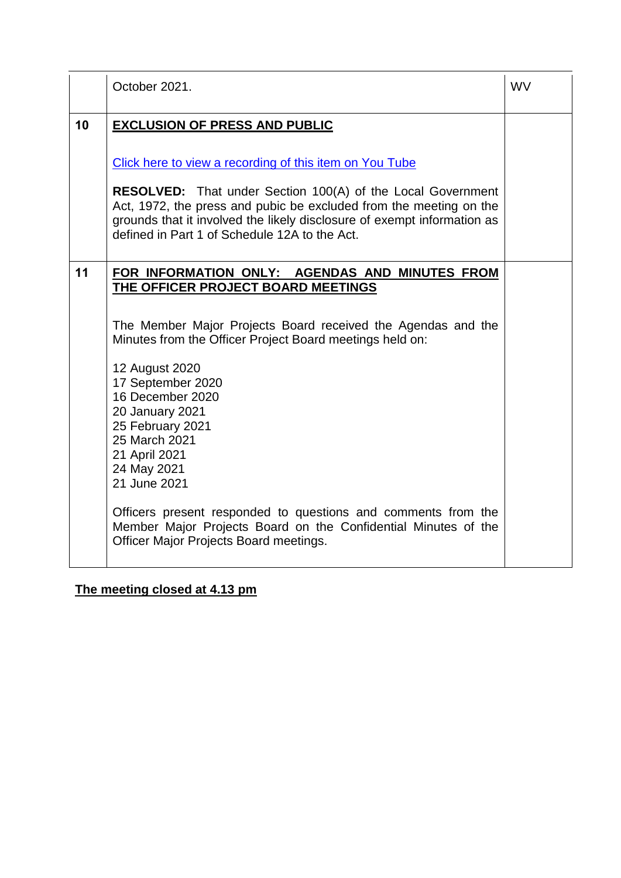| | | |
|---|---|---|
| | October 2021. | WV |
| 10 | **EXCLUSION OF PRESS AND PUBLIC**<br><br>Click here to view a recording of this item on You Tube<br><br>**RESOLVED:** That under Section 100(A) of the Local Government Act, 1972, the press and pubic be excluded from the meeting on the grounds that it involved the likely disclosure of exempt information as defined in Part 1 of Schedule 12A to the Act. | |
| 11 | **FOR INFORMATION ONLY: AGENDAS AND MINUTES FROM THE OFFICER PROJECT BOARD MEETINGS**<br><br>The Member Major Projects Board received the Agendas and the Minutes from the Officer Project Board meetings held on:<br><br>12 August 2020<br>17 September 2020<br>16 December 2020<br>20 January 2021<br>25 February 2021<br>25 March 2021<br>21 April 2021<br>24 May 2021<br>21 June 2021<br><br>Officers present responded to questions and comments from the Member Major Projects Board on the Confidential Minutes of the Officer Major Projects Board meetings. | |

**The meeting closed at 4.13 pm**